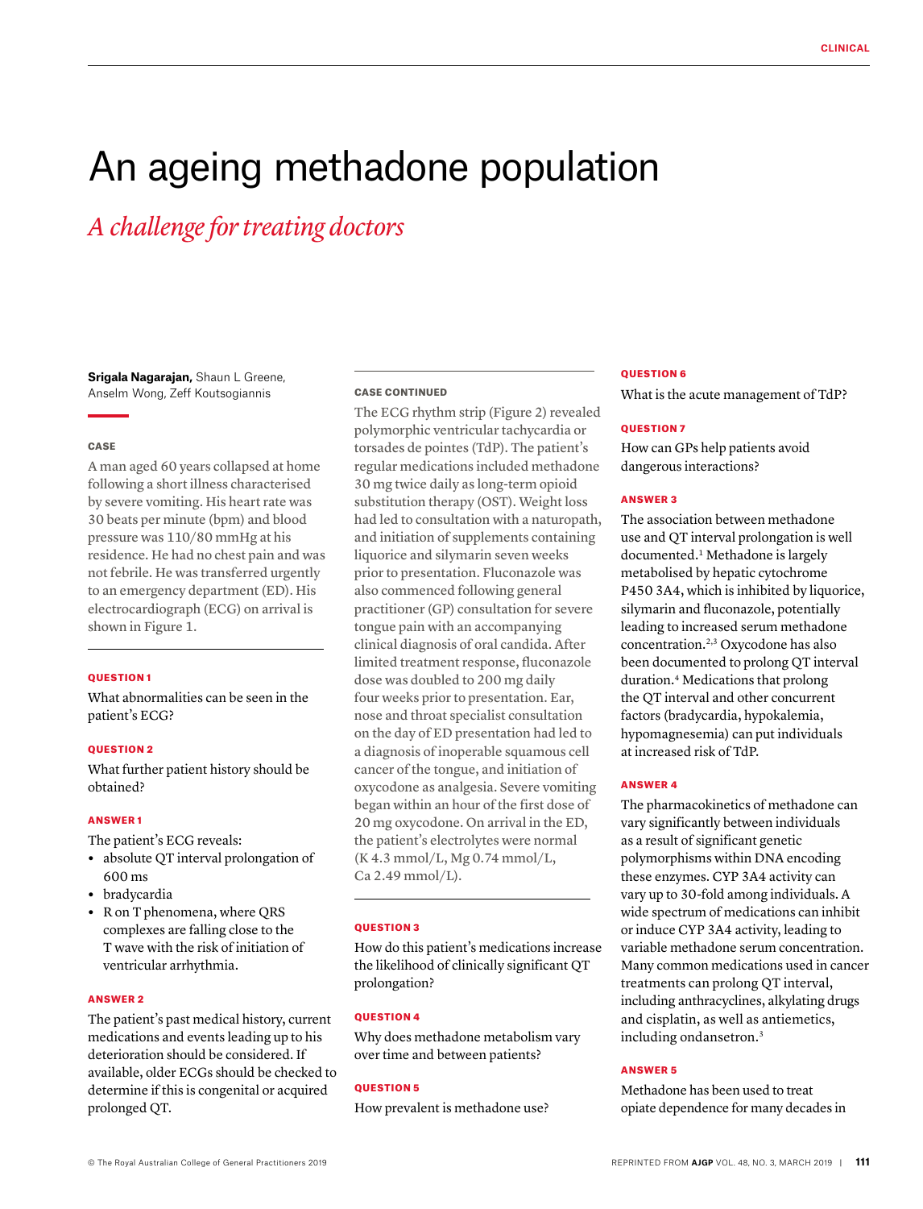# An ageing methadone population

*A challenge for treating doctors*

**Srigala Nagarajan,** Shaun L Greene, Anselm Wong, Zeff Koutsogiannis

### CASE

A man aged 60 years collapsed at home following a short illness characterised by severe vomiting. His heart rate was 30 beats per minute (bpm) and blood pressure was 110/80 mmHg at his residence. He had no chest pain and was not febrile. He was transferred urgently to an emergency department (ED). His electrocardiograph (ECG) on arrival is shown in Figure 1.

### QUESTION 1

What abnormalities can be seen in the patient's ECG?

### QUESTION 2

What further patient history should be obtained?

### ANSWER 1

The patient's ECG reveals:

- absolute QT interval prolongation of 600 ms
- bradycardia
- R on T phenomena, where QRS complexes are falling close to the T wave with the risk of initiation of ventricular arrhythmia.

### ANSWER 2

The patient's past medical history, current medications and events leading up to his deterioration should be considered. If available, older ECGs should be checked to determine if this is congenital or acquired prolonged QT.

### CASE CONTINUED

The ECG rhythm strip (Figure 2) revealed polymorphic ventricular tachycardia or torsades de pointes (TdP). The patient's regular medications included methadone 30 mg twice daily as long-term opioid substitution therapy (OST). Weight loss had led to consultation with a naturopath, and initiation of supplements containing liquorice and silymarin seven weeks prior to presentation. Fluconazole was also commenced following general practitioner (GP) consultation for severe tongue pain with an accompanying clinical diagnosis of oral candida. After limited treatment response, fluconazole dose was doubled to 200 mg daily four weeks prior to presentation. Ear, nose and throat specialist consultation on the day of ED presentation had led to a diagnosis of inoperable squamous cell cancer of the tongue, and initiation of oxycodone as analgesia. Severe vomiting began within an hour of the first dose of 20 mg oxycodone. On arrival in the ED, the patient's electrolytes were normal (K 4.3 mmol/L, Mg 0.74 mmol/L, Ca 2.49 mmol/L).

### QUESTION 3

How do this patient's medications increase the likelihood of clinically significant QT prolongation?

### QUESTION 4

Why does methadone metabolism vary over time and between patients?

### QUESTION 5

How prevalent is methadone use?

### QUESTION 6

What is the acute management of TdP?

### QUESTION 7

How can GPs help patients avoid dangerous interactions?

### ANSWER 3

The association between methadone use and QT interval prolongation is well documented.[1] Methadone is largely metabolised by hepatic cytochrome P450 3A4, which is inhibited by liquorice, silymarin and fluconazole, potentially leading to increased serum methadone concentration.[2,3] Oxycodone has also been documented to prolong QT interval duration.[4] Medications that prolong the QT interval and other concurrent factors (bradycardia, hypokalemia, hypomagnesemia) can put individuals at increased risk of TdP.

### ANSWER 4

The pharmacokinetics of methadone can vary significantly between individuals as a result of significant genetic polymorphisms within DNA encoding these enzymes. CYP 3A4 activity can vary up to 30-fold among individuals. A wide spectrum of medications can inhibit or induce CYP 3A4 activity, leading to variable methadone serum concentration. Many common medications used in cancer treatments can prolong QT interval, including anthracyclines, alkylating drugs and cisplatin, as well as antiemetics, including ondansetron.[3]

### ANSWER 5

Methadone has been used to treat opiate dependence for many decades in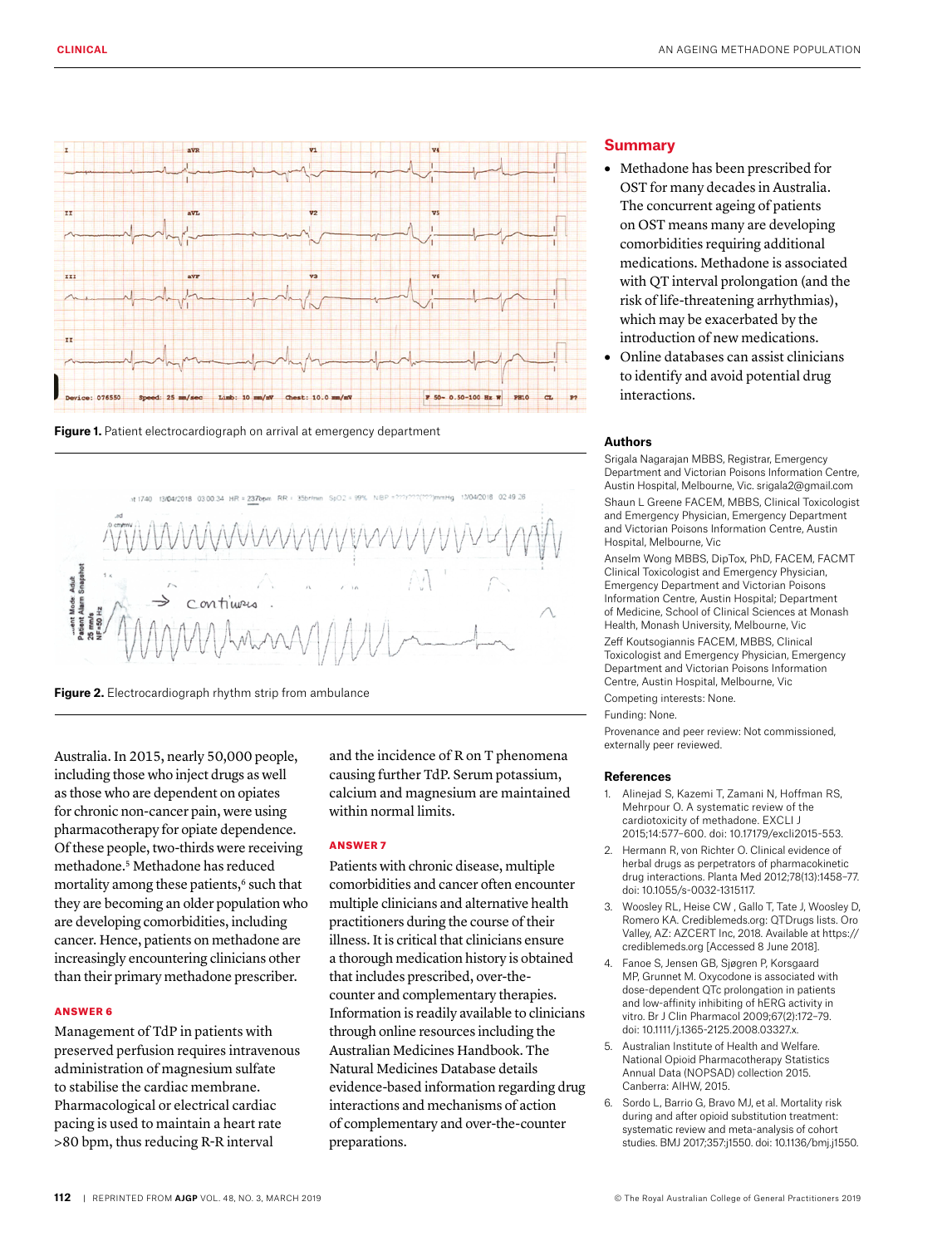Figure 1. Patient electrocardiograph on arrival at emergency department

Figure 2. Electrocardiograph rhythm strip from ambulance

Australia. In 2015, nearly 50,000 people, including those who inject drugs as well as those who are dependent on opiates for chronic non-cancer pain, were using pharmacotherapy for opiate dependence. Of these people, two-thirds were receiving methadone.[5] Methadone has reduced mortality among these patients,[6] such that they are becoming an older population who are developing comorbidities, including cancer. Hence, patients on methadone are increasingly encountering clinicians other than their primary methadone prescriber.

### ANSWER 6

Management of TdP in patients with preserved perfusion requires intravenous administration of magnesium sulfate to stabilise the cardiac membrane. Pharmacological or electrical cardiac pacing is used to maintain a heart rate >80 bpm, thus reducing R-R interval and the incidence of R on T phenomena causing further TdP. Serum potassium, calcium and magnesium are maintained within normal limits.

### ANSWER 7

Patients with chronic disease, multiple comorbidities and cancer often encounter multiple clinicians and alternative health practitioners during the course of their illness. It is critical that clinicians ensure a thorough medication history is obtained that includes prescribed, over-the-counter and complementary therapies. Information is readily available to clinicians through online resources including the Australian Medicines Handbook. The Natural Medicines Database details evidence-based information regarding drug interactions and mechanisms of action of complementary and over-the-counter preparations.

## Summary

- Methadone has been prescribed for OST for many decades in Australia. The concurrent ageing of patients on OST means many are developing comorbidities requiring additional medications. Methadone is associated with QT interval prolongation (and the risk of life-threatening arrhythmias), which may be exacerbated by the introduction of new medications.
- Online databases can assist clinicians to identify and avoid potential drug interactions.

## Authors

Srigala Nagarajan MBBS, Registrar, Emergency Department and Victorian Poisons Information Centre, Austin Hospital, Melbourne, Vic. srigala2@gmail.com

Shaun L Greene FACEM, MBBS, Clinical Toxicologist and Emergency Physician, Emergency Department and Victorian Poisons Information Centre, Austin Hospital, Melbourne, Vic

Anselm Wong MBBS, DipTox, PhD, FACEM, FACMT Clinical Toxicologist and Emergency Physician, Emergency Department and Victorian Poisons Information Centre, Austin Hospital; Department of Medicine, School of Clinical Sciences at Monash Health, Monash University, Melbourne, Vic

Zeff Koutsogiannis FACEM, MBBS, Clinical Toxicologist and Emergency Physician, Emergency Department and Victorian Poisons Information Centre, Austin Hospital, Melbourne, Vic

Competing interests: None.

Funding: None.

Provenance and peer review: Not commissioned, externally peer reviewed.

## References

1. Alinejad S, Kazemi T, Zamani N, Hoffman RS, Mehrpour O. A systematic review of the cardiotoxicity of methadone. EXCLI J 2015;14:577–600. doi: 10.17179/excli2015-553.
2. Hermann R, von Richter O. Clinical evidence of herbal drugs as perpetrators of pharmacokinetic drug interactions. Planta Med 2012;78(13):1458–77. doi: 10.1055/s-0032-1315117.
3. Woosley RL, Heise CW , Gallo T, Tate J, Woosley D, Romero KA. Crediblemeds.org: QTDrugs lists. Oro Valley, AZ: AZCERT Inc, 2018. Available at https://crediblemeds.org [Accessed 8 June 2018].
4. Fanoe S, Jensen GB, Sjøgren P, Korsgaard MP, Grunnet M. Oxycodone is associated with dose-dependent QTc prolongation in patients and low-affinity inhibiting of hERG activity in vitro. Br J Clin Pharmacol 2009;67(2):172–79. doi: 10.1111/j.1365-2125.2008.03327.x.
5. Australian Institute of Health and Welfare. National Opioid Pharmacotherapy Statistics Annual Data (NOPSAD) collection 2015. Canberra: AIHW, 2015.
6. Sordo L, Barrio G, Bravo MJ, et al. Mortality risk during and after opioid substitution treatment: systematic review and meta-analysis of cohort studies. BMJ 2017;357:j1550. doi: 10.1136/bmj.j1550.